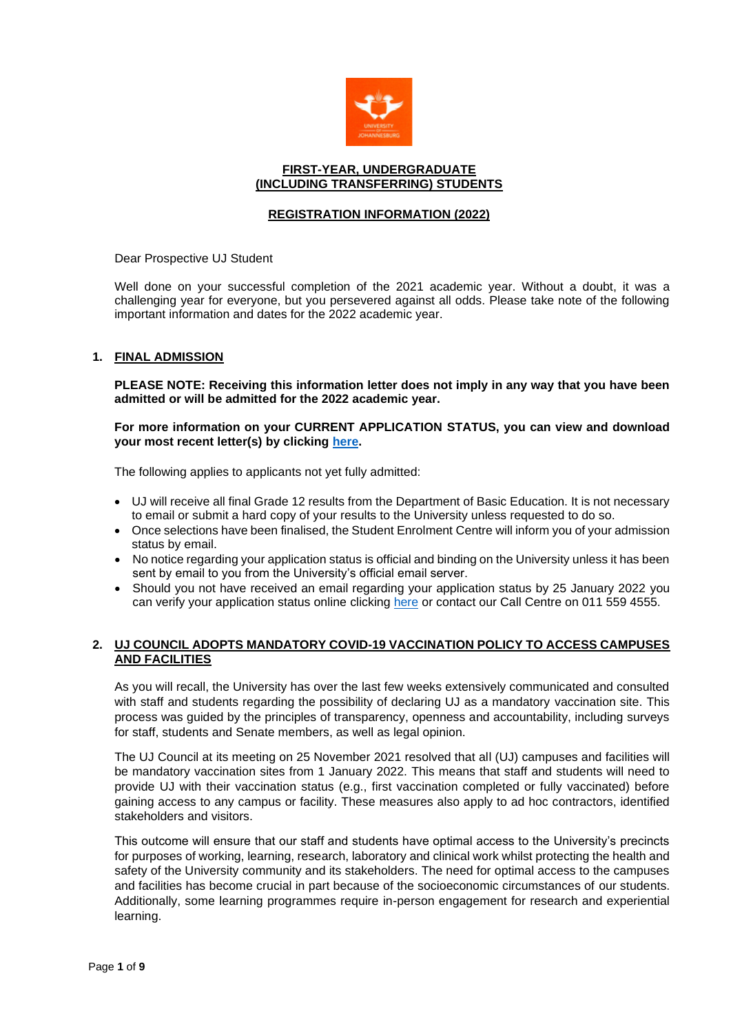# FIRST-YEAR, UNDERGRADUATE (INCLUDING TRANSFERRING) STUDENTS

## REGISTRATION INFORMATION (2022)

Dear Prospective UJ Student

Well done on your successful completion of the 2021 academic year. Without a doubt, it was a challenging year for everyone, but you persevered against all odds. Please take note of the following important information and dates for the 2022 academic year.

### 1. FINAL ADMISSION

**PLEASE NOTE: Receiving this information letter does not imply in any way that you have been admitted or will be admitted for the 2022 academic year.**

**For more information on your CURRENT APPLICATION STATUS, you can view and download your most recent letter(s) by clicking here.**

The following applies to applicants not yet fully admitted:

- UJ will receive all final Grade 12 results from the Department of Basic Education. It is not necessary to email or submit a hard copy of your results to the University unless requested to do so.
- Once selections have been finalised, the Student Enrolment Centre will inform you of your admission status by email.
- No notice regarding your application status is official and binding on the University unless it has been sent by email to you from the University's official email server.
- Should you not have received an email regarding your application status by 25 January 2022 you can verify your application status online clicking here or contact our Call Centre on 011 559 4555.

### 2. UJ COUNCIL ADOPTS MANDATORY COVID-19 VACCINATION POLICY TO ACCESS CAMPUSES AND FACILITIES

As you will recall, the University has over the last few weeks extensively communicated and consulted with staff and students regarding the possibility of declaring UJ as a mandatory vaccination site. This process was guided by the principles of transparency, openness and accountability, including surveys for staff, students and Senate members, as well as legal opinion.

The UJ Council at its meeting on 25 November 2021 resolved that all (UJ) campuses and facilities will be mandatory vaccination sites from 1 January 2022. This means that staff and students will need to provide UJ with their vaccination status (e.g., first vaccination completed or fully vaccinated) before gaining access to any campus or facility. These measures also apply to ad hoc contractors, identified stakeholders and visitors.

This outcome will ensure that our staff and students have optimal access to the University's precincts for purposes of working, learning, research, laboratory and clinical work whilst protecting the health and safety of the University community and its stakeholders. The need for optimal access to the campuses and facilities has become crucial in part because of the socioeconomic circumstances of our students. Additionally, some learning programmes require in-person engagement for research and experiential learning.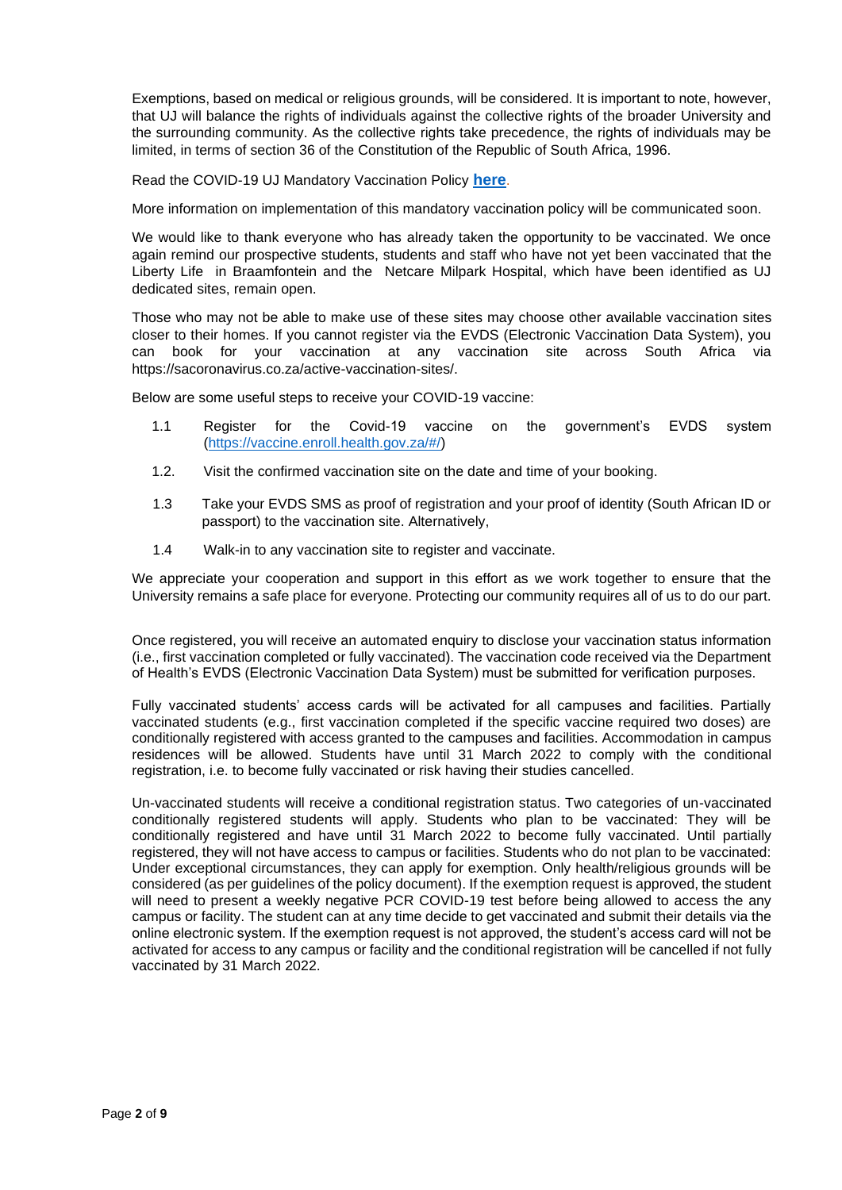Exemptions, based on medical or religious grounds, will be considered. It is important to note, however, that UJ will balance the rights of individuals against the collective rights of the broader University and the surrounding community. As the collective rights take precedence, the rights of individuals may be limited, in terms of section 36 of the Constitution of the Republic of South Africa, 1996.

Read the COVID-19 UJ Mandatory Vaccination Policy **here**.

More information on implementation of this mandatory vaccination policy will be communicated soon.

We would like to thank everyone who has already taken the opportunity to be vaccinated. We once again remind our prospective students, students and staff who have not yet been vaccinated that the Liberty Life in Braamfontein and the Netcare Milpark Hospital, which have been identified as UJ dedicated sites, remain open.

Those who may not be able to make use of these sites may choose other available vaccination sites closer to their homes. If you cannot register via the EVDS (Electronic Vaccination Data System), you can book for your vaccination at any vaccination site across South Africa via https://sacoronavirus.co.za/active-vaccination-sites/.

Below are some useful steps to receive your COVID-19 vaccine:

1.1 Register for the Covid-19 vaccine on the government's EVDS system (https://vaccine.enroll.health.gov.za/#/)

1.2. Visit the confirmed vaccination site on the date and time of your booking.

1.3 Take your EVDS SMS as proof of registration and your proof of identity (South African ID or passport) to the vaccination site. Alternatively,

1.4 Walk-in to any vaccination site to register and vaccinate.

We appreciate your cooperation and support in this effort as we work together to ensure that the University remains a safe place for everyone. Protecting our community requires all of us to do our part.

Once registered, you will receive an automated enquiry to disclose your vaccination status information (i.e., first vaccination completed or fully vaccinated). The vaccination code received via the Department of Health's EVDS (Electronic Vaccination Data System) must be submitted for verification purposes.

Fully vaccinated students' access cards will be activated for all campuses and facilities. Partially vaccinated students (e.g., first vaccination completed if the specific vaccine required two doses) are conditionally registered with access granted to the campuses and facilities. Accommodation in campus residences will be allowed. Students have until 31 March 2022 to comply with the conditional registration, i.e. to become fully vaccinated or risk having their studies cancelled.

Un-vaccinated students will receive a conditional registration status. Two categories of un-vaccinated conditionally registered students will apply. Students who plan to be vaccinated: They will be conditionally registered and have until 31 March 2022 to become fully vaccinated. Until partially registered, they will not have access to campus or facilities. Students who do not plan to be vaccinated: Under exceptional circumstances, they can apply for exemption. Only health/religious grounds will be considered (as per guidelines of the policy document). If the exemption request is approved, the student will need to present a weekly negative PCR COVID-19 test before being allowed to access the any campus or facility. The student can at any time decide to get vaccinated and submit their details via the online electronic system. If the exemption request is not approved, the student's access card will not be activated for access to any campus or facility and the conditional registration will be cancelled if not fully vaccinated by 31 March 2022.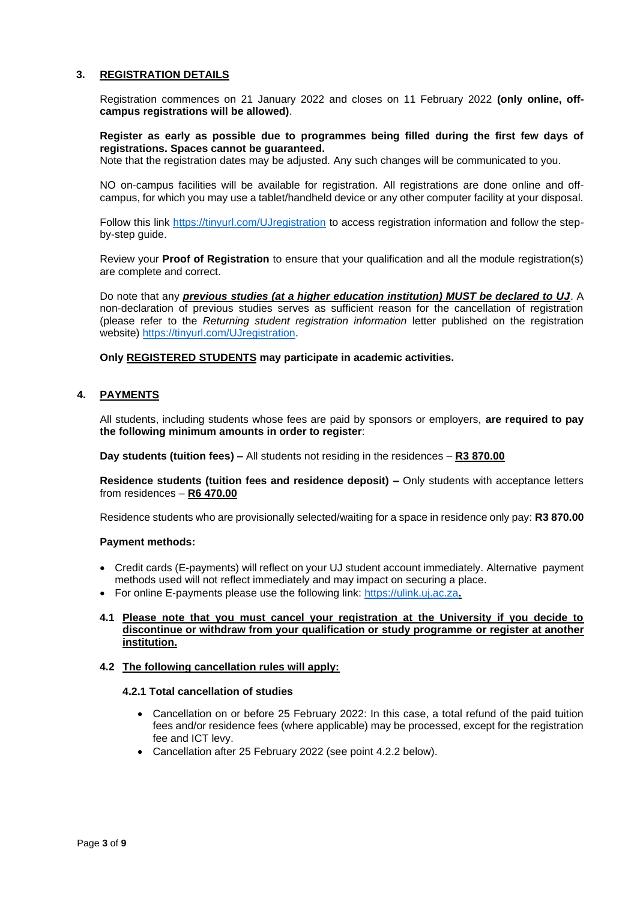## 3. REGISTRATION DETAILS

Registration commences on 21 January 2022 and closes on 11 February 2022 **(only online, off-campus registrations will be allowed)**.

**Register as early as possible due to programmes being filled during the first few days of registrations. Spaces cannot be guaranteed.**
Note that the registration dates may be adjusted. Any such changes will be communicated to you.

NO on-campus facilities will be available for registration. All registrations are done online and off-campus, for which you may use a tablet/handheld device or any other computer facility at your disposal.

Follow this link https://tinyurl.com/UJregistration to access registration information and follow the step-by-step guide.

Review your **Proof of Registration** to ensure that your qualification and all the module registration(s) are complete and correct.

Do note that any ***previous studies (at a higher education institution) MUST be declared to UJ***. A non-declaration of previous studies serves as sufficient reason for the cancellation of registration (please refer to the *Returning student registration information* letter published on the registration website) https://tinyurl.com/UJregistration.

**Only REGISTERED STUDENTS may participate in academic activities.**

## 4. PAYMENTS

All students, including students whose fees are paid by sponsors or employers, **are required to pay the following minimum amounts in order to register**:

**Day students (tuition fees) –** All students not residing in the residences – **R3 870.00**

**Residence students (tuition fees and residence deposit) –** Only students with acceptance letters from residences – **R6 470.00**

Residence students who are provisionally selected/waiting for a space in residence only pay: **R3 870.00**

**Payment methods:**

- Credit cards (E-payments) will reflect on your UJ student account immediately. Alternative payment methods used will not reflect immediately and may impact on securing a place.
- For online E-payments please use the following link: https://ulink.uj.ac.za.

**4.1 Please note that you must cancel your registration at the University if you decide to discontinue or withdraw from your qualification or study programme or register at another institution.**

**4.2 The following cancellation rules will apply:**

**4.2.1 Total cancellation of studies**

- Cancellation on or before 25 February 2022: In this case, a total refund of the paid tuition fees and/or residence fees (where applicable) may be processed, except for the registration fee and ICT levy.
- Cancellation after 25 February 2022 (see point 4.2.2 below).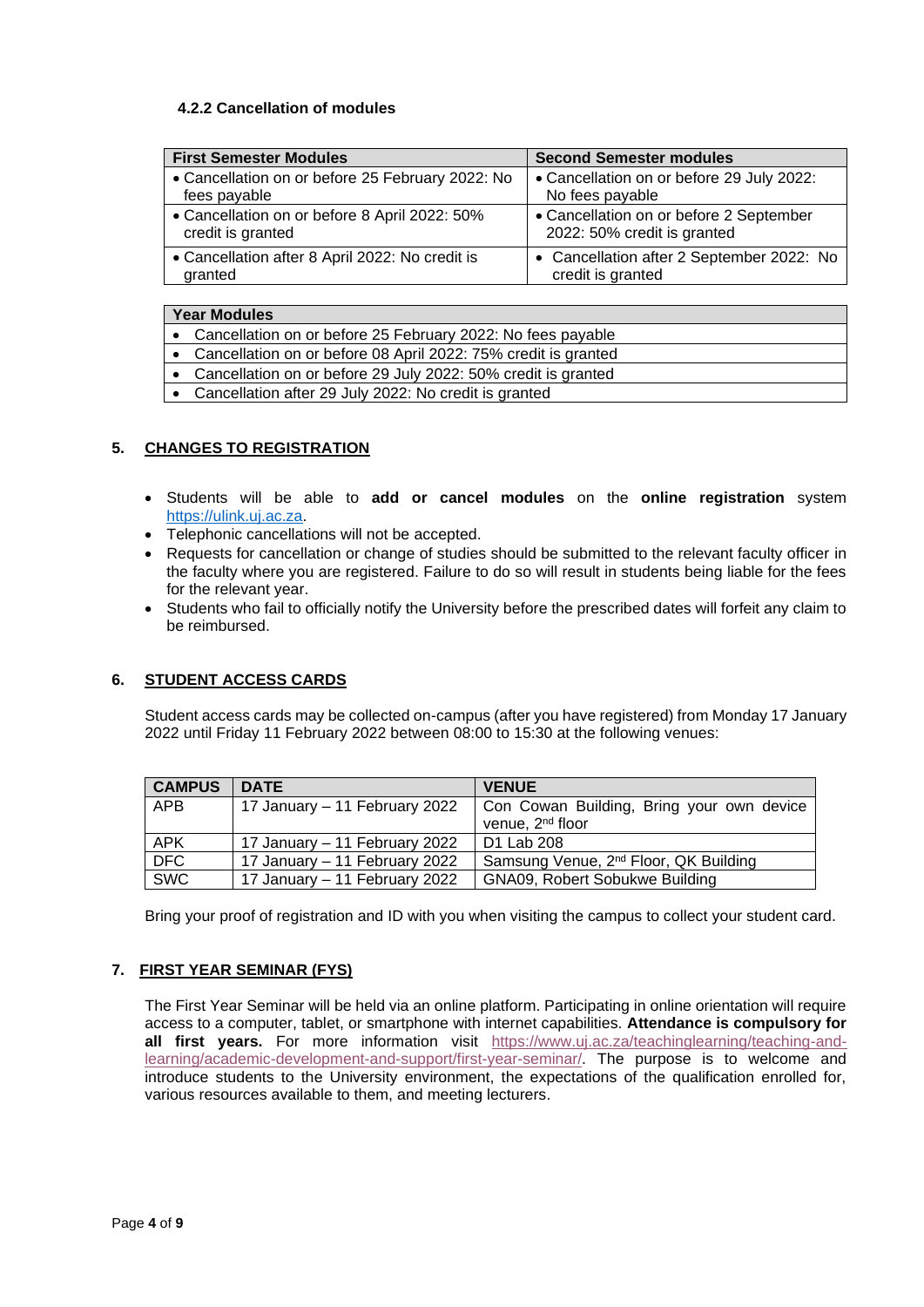#### 4.2.2 Cancellation of modules

| First Semester Modules | Second Semester modules |
| --- | --- |
| • Cancellation on or before 25 February 2022: No fees payable | • Cancellation on or before 29 July 2022: No fees payable |
| • Cancellation on or before 8 April 2022: 50% credit is granted | • Cancellation on or before 2 September 2022: 50% credit is granted |
| • Cancellation after 8 April 2022: No credit is granted | • Cancellation after 2 September 2022: No credit is granted |

| Year Modules |
| --- |
| • Cancellation on or before 25 February 2022: No fees payable |
| • Cancellation on or before 08 April 2022: 75% credit is granted |
| • Cancellation on or before 29 July 2022: 50% credit is granted |
| • Cancellation after 29 July 2022: No credit is granted |

## 5. CHANGES TO REGISTRATION

- Students will be able to **add or cancel modules** on the **online registration** system https://ulink.uj.ac.za.
- Telephonic cancellations will not be accepted.
- Requests for cancellation or change of studies should be submitted to the relevant faculty officer in the faculty where you are registered. Failure to do so will result in students being liable for the fees for the relevant year.
- Students who fail to officially notify the University before the prescribed dates will forfeit any claim to be reimbursed.

## 6. STUDENT ACCESS CARDS

Student access cards may be collected on-campus (after you have registered) from Monday 17 January 2022 until Friday 11 February 2022 between 08:00 to 15:30 at the following venues:

| CAMPUS | DATE | VENUE |
| --- | --- | --- |
| APB | 17 January – 11 February 2022 | Con Cowan Building, Bring your own device venue, 2nd floor |
| APK | 17 January – 11 February 2022 | D1 Lab 208 |
| DFC | 17 January – 11 February 2022 | Samsung Venue, 2nd Floor, QK Building |
| SWC | 17 January – 11 February 2022 | GNA09, Robert Sobukwe Building |

Bring your proof of registration and ID with you when visiting the campus to collect your student card.

## 7. FIRST YEAR SEMINAR (FYS)

The First Year Seminar will be held via an online platform. Participating in online orientation will require access to a computer, tablet, or smartphone with internet capabilities. **Attendance is compulsory for all first years.** For more information visit https://www.uj.ac.za/teachinglearning/teaching-and-learning/academic-development-and-support/first-year-seminar/. The purpose is to welcome and introduce students to the University environment, the expectations of the qualification enrolled for, various resources available to them, and meeting lecturers.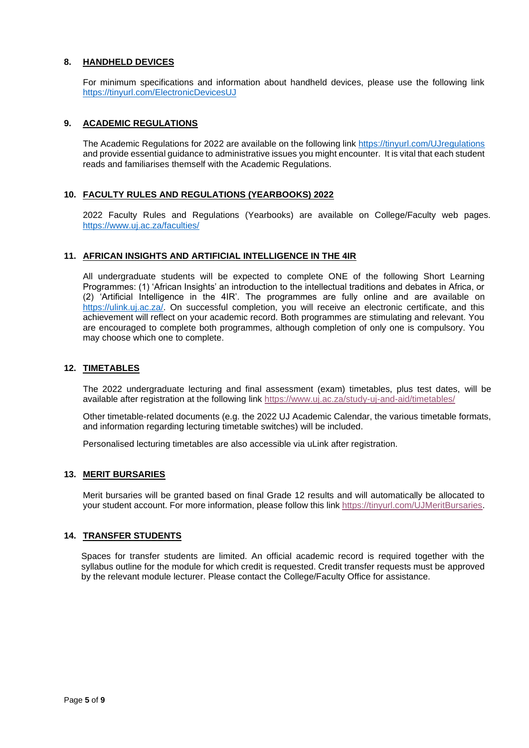## 8. HANDHELD DEVICES

For minimum specifications and information about handheld devices, please use the following link https://tinyurl.com/ElectronicDevicesUJ

## 9. ACADEMIC REGULATIONS

The Academic Regulations for 2022 are available on the following link https://tinyurl.com/UJregulations and provide essential guidance to administrative issues you might encounter. It is vital that each student reads and familiarises themself with the Academic Regulations.

## 10. FACULTY RULES AND REGULATIONS (YEARBOOKS) 2022

2022 Faculty Rules and Regulations (Yearbooks) are available on College/Faculty web pages. https://www.uj.ac.za/faculties/

## 11. AFRICAN INSIGHTS AND ARTIFICIAL INTELLIGENCE IN THE 4IR

All undergraduate students will be expected to complete ONE of the following Short Learning Programmes: (1) 'African Insights' an introduction to the intellectual traditions and debates in Africa, or (2) 'Artificial Intelligence in the 4IR'. The programmes are fully online and are available on https://ulink.uj.ac.za/. On successful completion, you will receive an electronic certificate, and this achievement will reflect on your academic record. Both programmes are stimulating and relevant. You are encouraged to complete both programmes, although completion of only one is compulsory. You may choose which one to complete.

## 12. TIMETABLES

The 2022 undergraduate lecturing and final assessment (exam) timetables, plus test dates, will be available after registration at the following link https://www.uj.ac.za/study-uj-and-aid/timetables/

Other timetable-related documents (e.g. the 2022 UJ Academic Calendar, the various timetable formats, and information regarding lecturing timetable switches) will be included.

Personalised lecturing timetables are also accessible via uLink after registration.

## 13. MERIT BURSARIES

Merit bursaries will be granted based on final Grade 12 results and will automatically be allocated to your student account. For more information, please follow this link https://tinyurl.com/UJMeritBursaries.

## 14. TRANSFER STUDENTS

Spaces for transfer students are limited. An official academic record is required together with the syllabus outline for the module for which credit is requested. Credit transfer requests must be approved by the relevant module lecturer. Please contact the College/Faculty Office for assistance.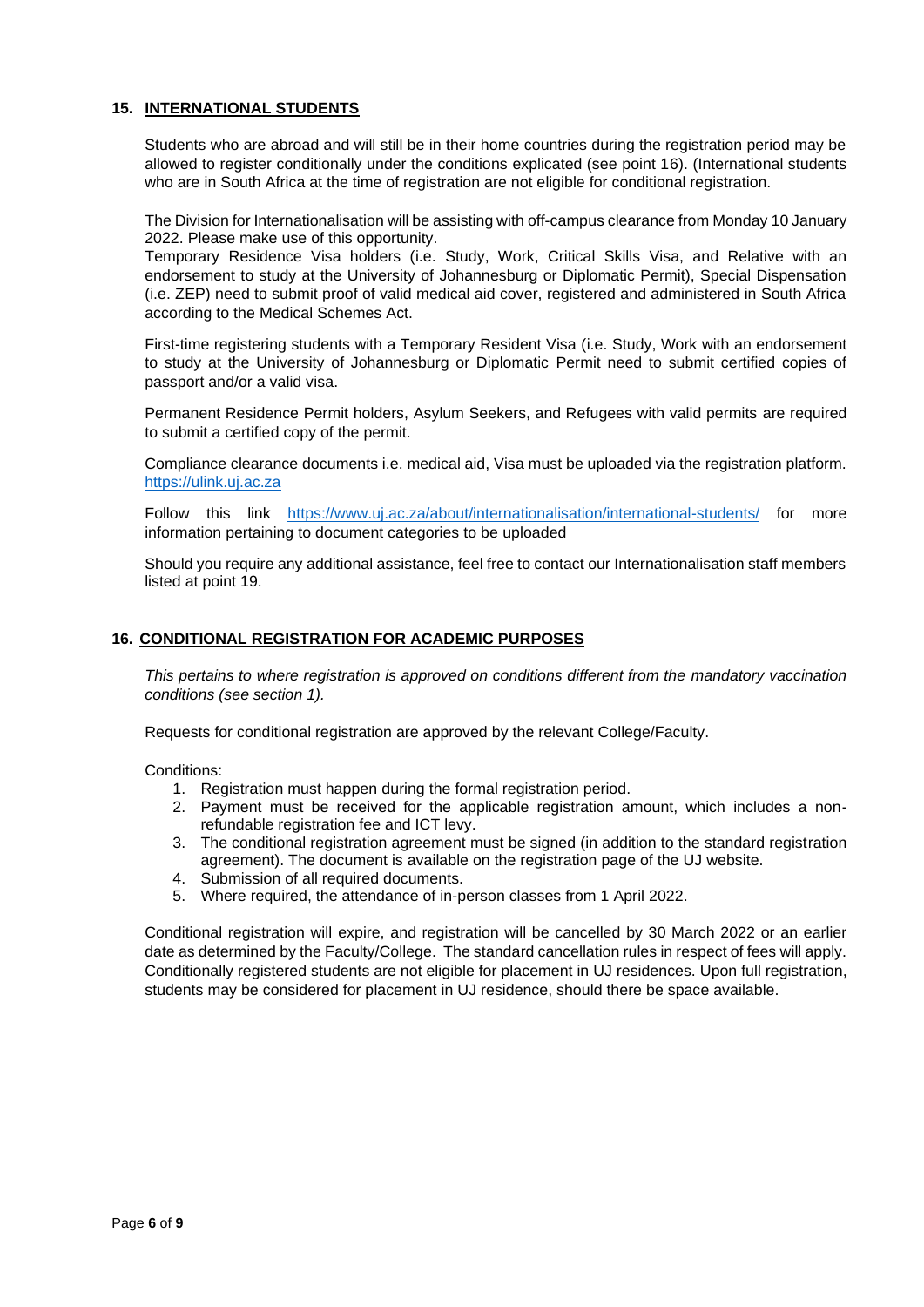## 15. INTERNATIONAL STUDENTS

Students who are abroad and will still be in their home countries during the registration period may be allowed to register conditionally under the conditions explicated (see point 16). (International students who are in South Africa at the time of registration are not eligible for conditional registration.

The Division for Internationalisation will be assisting with off-campus clearance from Monday 10 January 2022. Please make use of this opportunity.
Temporary Residence Visa holders (i.e. Study, Work, Critical Skills Visa, and Relative with an endorsement to study at the University of Johannesburg or Diplomatic Permit), Special Dispensation (i.e. ZEP) need to submit proof of valid medical aid cover, registered and administered in South Africa according to the Medical Schemes Act.

First-time registering students with a Temporary Resident Visa (i.e. Study, Work with an endorsement to study at the University of Johannesburg or Diplomatic Permit need to submit certified copies of passport and/or a valid visa.

Permanent Residence Permit holders, Asylum Seekers, and Refugees with valid permits are required to submit a certified copy of the permit.

Compliance clearance documents i.e. medical aid, Visa must be uploaded via the registration platform. https://ulink.uj.ac.za

Follow this link https://www.uj.ac.za/about/internationalisation/international-students/ for more information pertaining to document categories to be uploaded

Should you require any additional assistance, feel free to contact our Internationalisation staff members listed at point 19.

## 16. CONDITIONAL REGISTRATION FOR ACADEMIC PURPOSES

*This pertains to where registration is approved on conditions different from the mandatory vaccination conditions (see section 1).*

Requests for conditional registration are approved by the relevant College/Faculty.

Conditions:

1. Registration must happen during the formal registration period.
2. Payment must be received for the applicable registration amount, which includes a non-refundable registration fee and ICT levy.
3. The conditional registration agreement must be signed (in addition to the standard registration agreement). The document is available on the registration page of the UJ website.
4. Submission of all required documents.
5. Where required, the attendance of in-person classes from 1 April 2022.

Conditional registration will expire, and registration will be cancelled by 30 March 2022 or an earlier date as determined by the Faculty/College. The standard cancellation rules in respect of fees will apply. Conditionally registered students are not eligible for placement in UJ residences. Upon full registration, students may be considered for placement in UJ residence, should there be space available.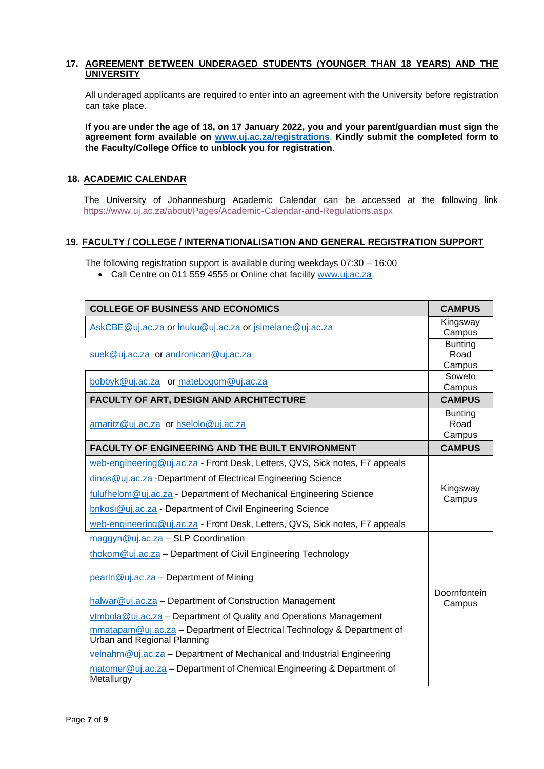## 17. AGREEMENT BETWEEN UNDERAGED STUDENTS (YOUNGER THAN 18 YEARS) AND THE UNIVERSITY

All underaged applicants are required to enter into an agreement with the University before registration can take place.

**If you are under the age of 18, on 17 January 2022, you and your parent/guardian must sign the agreement form available on www.uj.ac.za/registrations. Kindly submit the completed form to the Faculty/College Office to unblock you for registration**.

## 18. ACADEMIC CALENDAR

The University of Johannesburg Academic Calendar can be accessed at the following link https://www.uj.ac.za/about/Pages/Academic-Calendar-and-Regulations.aspx

## 19. FACULTY / COLLEGE / INTERNATIONALISATION AND GENERAL REGISTRATION SUPPORT

The following registration support is available during weekdays 07:30 – 16:00

- Call Centre on 011 559 4555 or Online chat facility www.uj.ac.za

| COLLEGE OF BUSINESS AND ECONOMICS | CAMPUS |
|---|---|
| AskCBE@uj.ac.za or lnuku@uj.ac.za or jsimelane@uj.ac.za | Kingsway Campus |
| suek@uj.ac.za or andronican@uj.ac.za | Bunting Road Campus |
| bobbyk@uj.ac.za or matebogom@uj.ac.za | Soweto Campus |
| **FACULTY OF ART, DESIGN AND ARCHITECTURE** | **CAMPUS** |
| amaritz@uj.ac.za or hselolo@uj.ac.za | Bunting Road Campus |
| **FACULTY OF ENGINEERING AND THE BUILT ENVIRONMENT** | **CAMPUS** |
| web-engineering@uj.ac.za - Front Desk, Letters, QVS, Sick notes, F7 appeals<br>dinos@uj.ac.za -Department of Electrical Engineering Science<br>fulufhelom@uj.ac.za - Department of Mechanical Engineering Science<br>bnkosi@uj.ac.za - Department of Civil Engineering Science<br>web-engineering@uj.ac.za - Front Desk, Letters, QVS, Sick notes, F7 appeals | Kingsway Campus |
| maggyn@uj.ac.za – SLP Coordination<br>thokom@uj.ac.za – Department of Civil Engineering Technology<br>pearln@uj.ac.za – Department of Mining<br>halwar@uj.ac.za – Department of Construction Management<br>vtmbola@uj.ac.za – Department of Quality and Operations Management<br>mmatapam@uj.ac.za – Department of Electrical Technology & Department of Urban and Regional Planning<br>velnahm@uj.ac.za – Department of Mechanical and Industrial Engineering<br>matomer@uj.ac.za – Department of Chemical Engineering & Department of Metallurgy | Doornfontein Campus |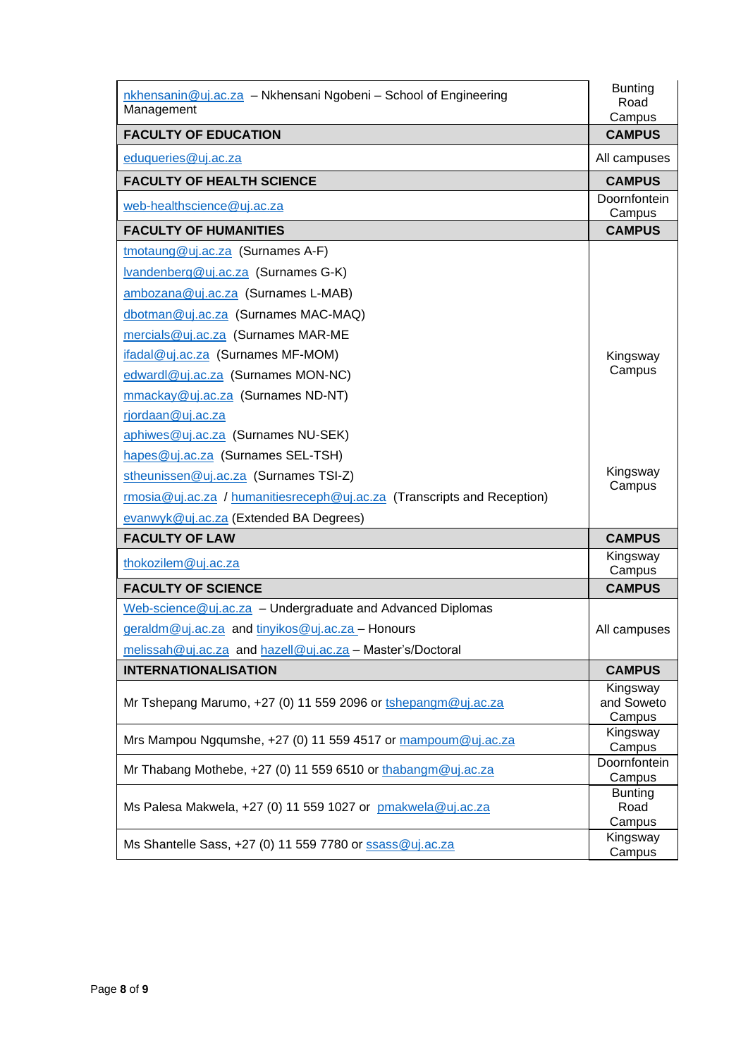| nkhensanin@uj.ac.za – Nkhensani Ngobeni – School of Engineering Management | Bunting Road Campus |
|---|---|
| **FACULTY OF EDUCATION** | **CAMPUS** |
| eduqueries@uj.ac.za | All campuses |
| **FACULTY OF HEALTH SCIENCE** | **CAMPUS** |
| web-healthscience@uj.ac.za | Doornfontein Campus |
| **FACULTY OF HUMANITIES** | **CAMPUS** |
| tmotaung@uj.ac.za (Surnames A-F)<br>lvandenberg@uj.ac.za (Surnames G-K)<br>ambozana@uj.ac.za (Surnames L-MAB)<br>dbotman@uj.ac.za (Surnames MAC-MAQ)<br>mercials@uj.ac.za (Surnames MAR-ME<br>ifadal@uj.ac.za (Surnames MF-MOM)<br>edwardl@uj.ac.za (Surnames MON-NC)<br>mmackay@uj.ac.za (Surnames ND-NT)<br>rjordaan@uj.ac.za<br>aphiwes@uj.ac.za (Surnames NU-SEK)<br>hapes@uj.ac.za (Surnames SEL-TSH)<br>stheunissen@uj.ac.za (Surnames TSI-Z)<br>rmosia@uj.ac.za / humanitiesreceph@uj.ac.za (Transcripts and Reception)<br>evanwyk@uj.ac.za (Extended BA Degrees) | Kingsway Campus<br><br>Kingsway Campus |
| **FACULTY OF LAW** | **CAMPUS** |
| thokozilem@uj.ac.za | Kingsway Campus |
| **FACULTY OF SCIENCE** | **CAMPUS** |
| Web-science@uj.ac.za – Undergraduate and Advanced Diplomas<br>geraldm@uj.ac.za and tinyikos@uj.ac.za – Honours<br>melissah@uj.ac.za and hazell@uj.ac.za – Master's/Doctoral | All campuses |
| **INTERNATIONALISATION** | **CAMPUS** |
| Mr Tshepang Marumo, +27 (0) 11 559 2096 or tshepangm@uj.ac.za | Kingsway and Soweto Campus |
| Mrs Mampou Ngqumshe, +27 (0) 11 559 4517 or mampoum@uj.ac.za | Kingsway Campus |
| Mr Thabang Mothebe, +27 (0) 11 559 6510 or thabangm@uj.ac.za | Doornfontein Campus |
| Ms Palesa Makwela, +27 (0) 11 559 1027 or pmakwela@uj.ac.za | Bunting Road Campus |
| Ms Shantelle Sass, +27 (0) 11 559 7780 or ssass@uj.ac.za | Kingsway Campus |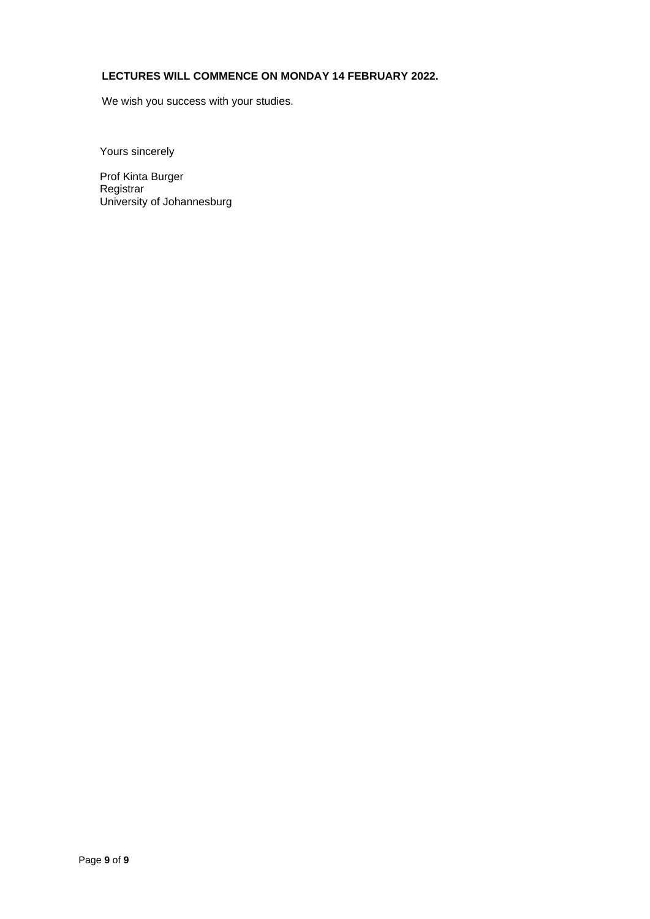**LECTURES WILL COMMENCE ON MONDAY 14 FEBRUARY 2022.**

We wish you success with your studies.

Yours sincerely

Prof Kinta Burger
Registrar
University of Johannesburg